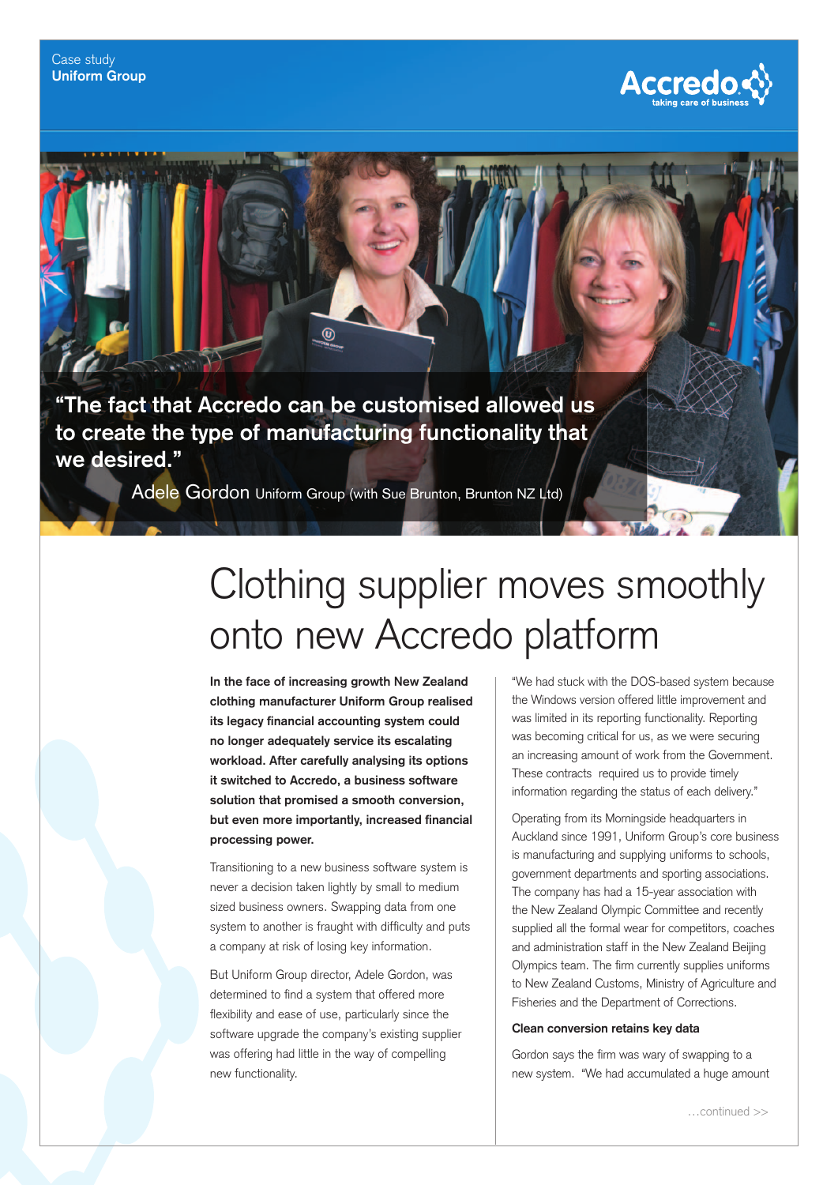Case study
**Uniform Group**

> **"The fact that Accredo can be customised allowed us to create the type of manufacturing functionality that we desired."**
>
> Adele Gordon Uniform Group (with Sue Brunton, Brunton NZ Ltd)

# Clothing supplier moves smoothly onto new Accredo platform

**In the face of increasing growth New Zealand clothing manufacturer Uniform Group realised its legacy financial accounting system could no longer adequately service its escalating workload. After carefully analysing its options it switched to Accredo, a business software solution that promised a smooth conversion, but even more importantly, increased financial processing power.**

Transitioning to a new business software system is never a decision taken lightly by small to medium sized business owners. Swapping data from one system to another is fraught with difficulty and puts a company at risk of losing key information.

But Uniform Group director, Adele Gordon, was determined to find a system that offered more flexibility and ease of use, particularly since the software upgrade the company's existing supplier was offering had little in the way of compelling new functionality.

"We had stuck with the DOS-based system because the Windows version offered little improvement and was limited in its reporting functionality. Reporting was becoming critical for us, as we were securing an increasing amount of work from the Government. These contracts required us to provide timely information regarding the status of each delivery."

Operating from its Morningside headquarters in Auckland since 1991, Uniform Group's core business is manufacturing and supplying uniforms to schools, government departments and sporting associations. The company has had a 15-year association with the New Zealand Olympic Committee and recently supplied all the formal wear for competitors, coaches and administration staff in the New Zealand Beijing Olympics team. The firm currently supplies uniforms to New Zealand Customs, Ministry of Agriculture and Fisheries and the Department of Corrections.

### Clean conversion retains key data

Gordon says the firm was wary of swapping to a new system. "We had accumulated a huge amount

…continued >>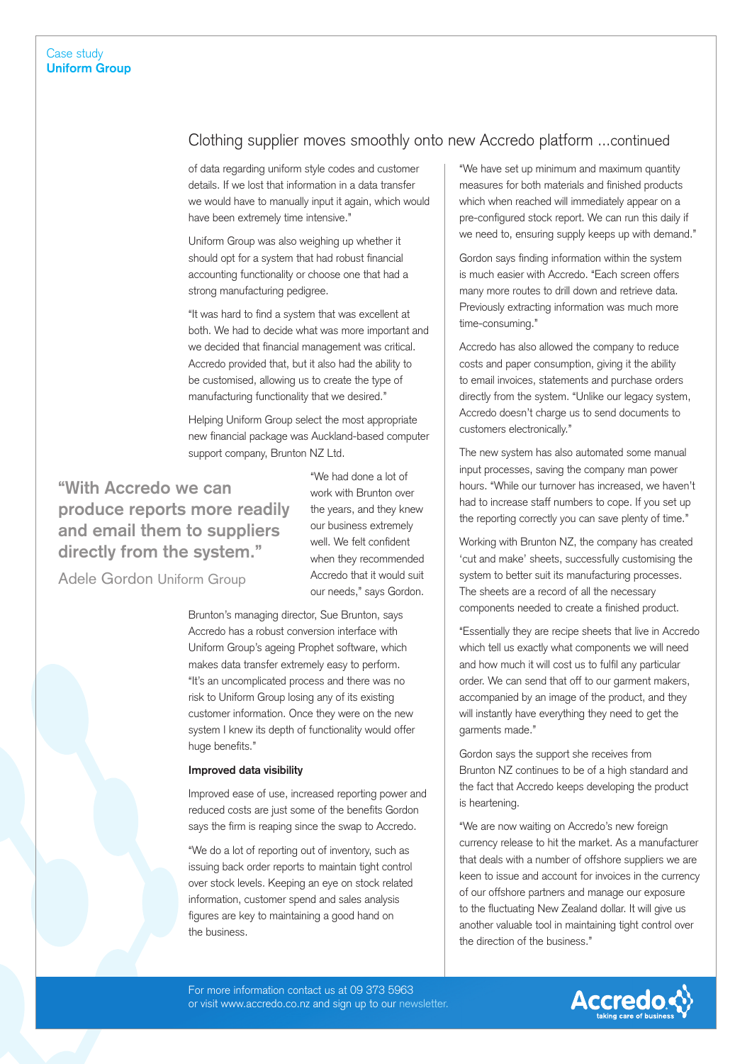## Clothing supplier moves smoothly onto new Accredo platform ...continued

of data regarding uniform style codes and customer details. If we lost that information in a data transfer we would have to manually input it again, which would have been extremely time intensive."

Uniform Group was also weighing up whether it should opt for a system that had robust financial accounting functionality or choose one that had a strong manufacturing pedigree.

"It was hard to find a system that was excellent at both. We had to decide what was more important and we decided that financial management was critical. Accredo provided that, but it also had the ability to be customised, allowing us to create the type of manufacturing functionality that we desired."

Helping Uniform Group select the most appropriate new financial package was Auckland-based computer support company, Brunton NZ Ltd.

> **"With Accredo we can produce reports more readily and email them to suppliers directly from the system."**
>
> Adele Gordon Uniform Group

"We had done a lot of work with Brunton over the years, and they knew our business extremely well. We felt confident when they recommended Accredo that it would suit our needs," says Gordon.

Brunton's managing director, Sue Brunton, says Accredo has a robust conversion interface with Uniform Group's ageing Prophet software, which makes data transfer extremely easy to perform. "It's an uncomplicated process and there was no risk to Uniform Group losing any of its existing customer information. Once they were on the new system I knew its depth of functionality would offer huge benefits."

### Improved data visibility

Improved ease of use, increased reporting power and reduced costs are just some of the benefits Gordon says the firm is reaping since the swap to Accredo.

"We do a lot of reporting out of inventory, such as issuing back order reports to maintain tight control over stock levels. Keeping an eye on stock related information, customer spend and sales analysis figures are key to maintaining a good hand on the business.

"We have set up minimum and maximum quantity measures for both materials and finished products which when reached will immediately appear on a pre-configured stock report. We can run this daily if we need to, ensuring supply keeps up with demand."

Gordon says finding information within the system is much easier with Accredo. "Each screen offers many more routes to drill down and retrieve data. Previously extracting information was much more time-consuming."

Accredo has also allowed the company to reduce costs and paper consumption, giving it the ability to email invoices, statements and purchase orders directly from the system. "Unlike our legacy system, Accredo doesn't charge us to send documents to customers electronically."

The new system has also automated some manual input processes, saving the company man power hours. "While our turnover has increased, we haven't had to increase staff numbers to cope. If you set up the reporting correctly you can save plenty of time."

Working with Brunton NZ, the company has created 'cut and make' sheets, successfully customising the system to better suit its manufacturing processes. The sheets are a record of all the necessary components needed to create a finished product.

"Essentially they are recipe sheets that live in Accredo which tell us exactly what components we will need and how much it will cost us to fulfil any particular order. We can send that off to our garment makers, accompanied by an image of the product, and they will instantly have everything they need to get the garments made."

Gordon says the support she receives from Brunton NZ continues to be of a high standard and the fact that Accredo keeps developing the product is heartening.

"We are now waiting on Accredo's new foreign currency release to hit the market. As a manufacturer that deals with a number of offshore suppliers we are keen to issue and account for invoices in the currency of our offshore partners and manage our exposure to the fluctuating New Zealand dollar. It will give us another valuable tool in maintaining tight control over the direction of the business."

For more information contact us at 09 373 5963 or visit www.accredo.co.nz and sign up to our newsletter.